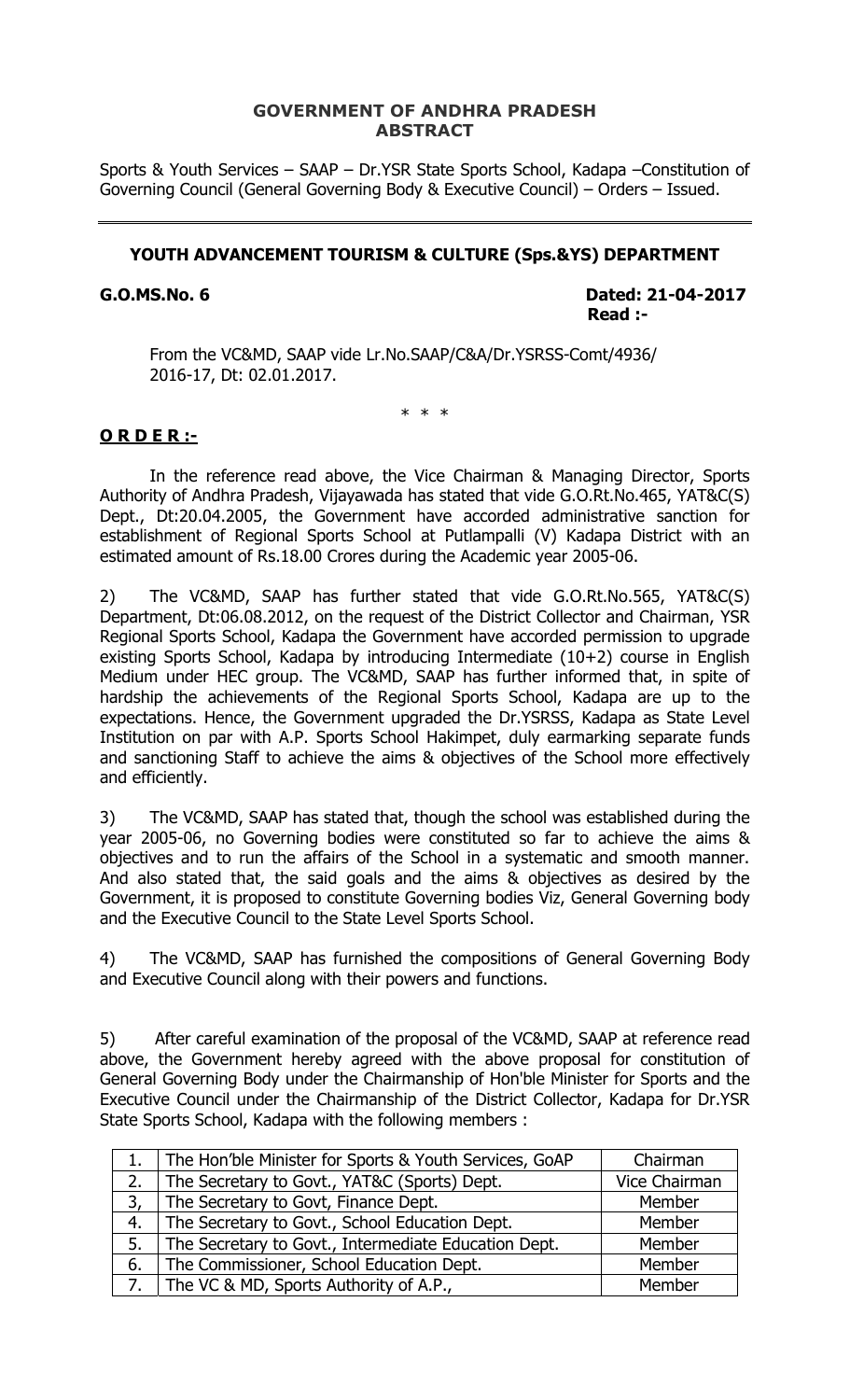**GOVERNMENT OF ANDHRA PRADESH**
**ABSTRACT**

Sports & Youth Services – SAAP – Dr.YSR State Sports School, Kadapa –Constitution of Governing Council (General Governing Body & Executive Council) – Orders – Issued.

---

**YOUTH ADVANCEMENT TOURISM & CULTURE (Sps.&YS) DEPARTMENT**

**G.O.MS.No. 6** **Dated: 21-04-2017**
**Read :-**

From the VC&MD, SAAP vide Lr.No.SAAP/C&A/Dr.YSRSS-Comt/4936/ 2016-17, Dt: 02.01.2017.

\* \* \*

**O R D E R :-**

In the reference read above, the Vice Chairman & Managing Director, Sports Authority of Andhra Pradesh, Vijayawada has stated that vide G.O.Rt.No.465, YAT&C(S) Dept., Dt:20.04.2005, the Government have accorded administrative sanction for establishment of Regional Sports School at Putlampalli (V) Kadapa District with an estimated amount of Rs.18.00 Crores during the Academic year 2005-06.

2) The VC&MD, SAAP has further stated that vide G.O.Rt.No.565, YAT&C(S) Department, Dt:06.08.2012, on the request of the District Collector and Chairman, YSR Regional Sports School, Kadapa the Government have accorded permission to upgrade existing Sports School, Kadapa by introducing Intermediate (10+2) course in English Medium under HEC group. The VC&MD, SAAP has further informed that, in spite of hardship the achievements of the Regional Sports School, Kadapa are up to the expectations. Hence, the Government upgraded the Dr.YSRSS, Kadapa as State Level Institution on par with A.P. Sports School Hakimpet, duly earmarking separate funds and sanctioning Staff to achieve the aims & objectives of the School more effectively and efficiently.

3) The VC&MD, SAAP has stated that, though the school was established during the year 2005-06, no Governing bodies were constituted so far to achieve the aims & objectives and to run the affairs of the School in a systematic and smooth manner. And also stated that, the said goals and the aims & objectives as desired by the Government, it is proposed to constitute Governing bodies Viz, General Governing body and the Executive Council to the State Level Sports School.

4) The VC&MD, SAAP has furnished the compositions of General Governing Body and Executive Council along with their powers and functions.

5) After careful examination of the proposal of the VC&MD, SAAP at reference read above, the Government hereby agreed with the above proposal for constitution of General Governing Body under the Chairmanship of Hon'ble Minister for Sports and the Executive Council under the Chairmanship of the District Collector, Kadapa for Dr.YSR State Sports School, Kadapa with the following members :

| | | |
|---|---|---|
| 1. | The Hon'ble Minister for Sports & Youth Services, GoAP | Chairman |
| 2. | The Secretary to Govt., YAT&C (Sports) Dept. | Vice Chairman |
| 3, | The Secretary to Govt, Finance Dept. | Member |
| 4. | The Secretary to Govt., School Education Dept. | Member |
| 5. | The Secretary to Govt., Intermediate Education Dept. | Member |
| 6. | The Commissioner, School Education Dept. | Member |
| 7. | The VC & MD, Sports Authority of A.P., | Member |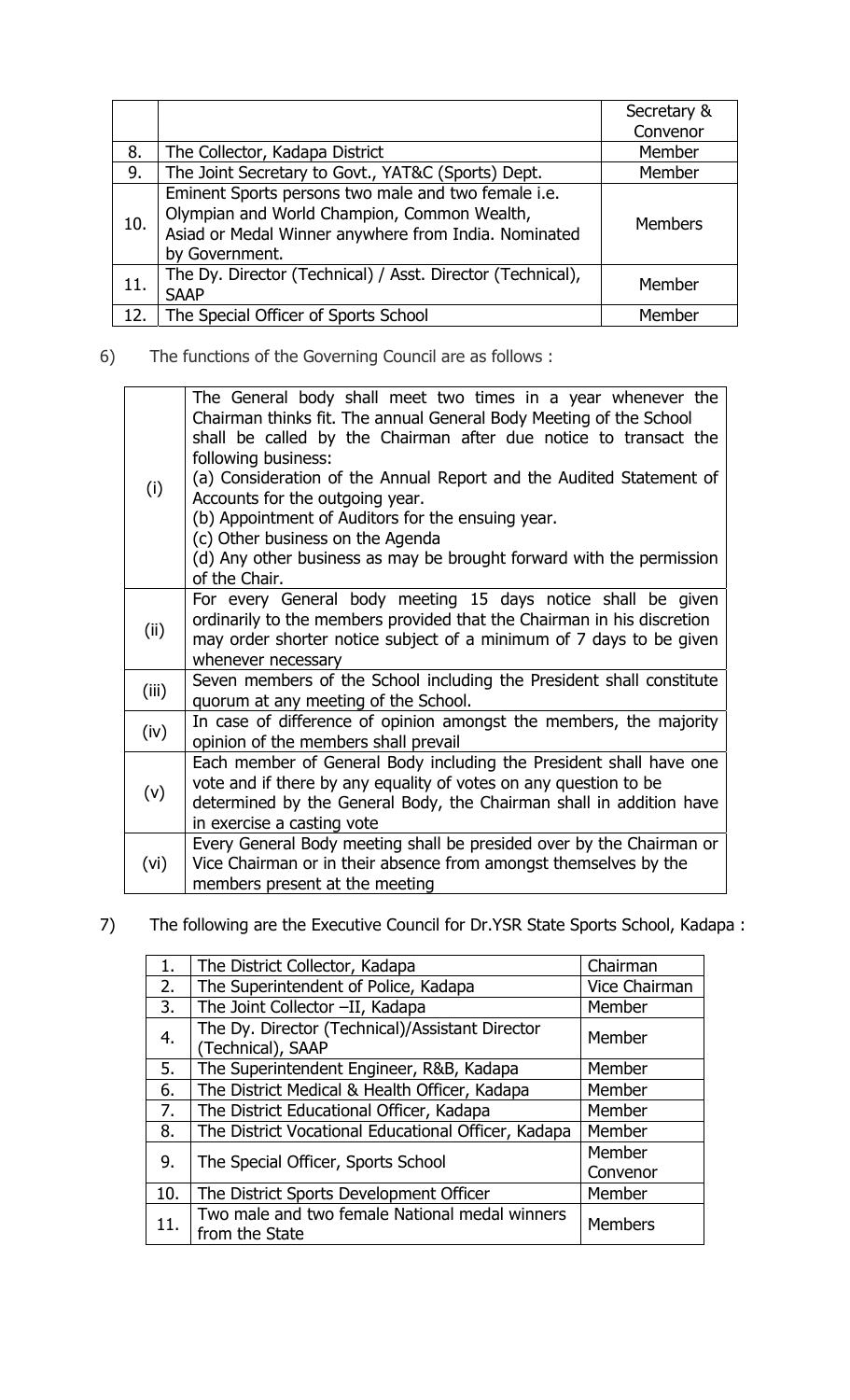| | | |
|---|---|---|
| | | Secretary & Convenor |
| 8. | The Collector, Kadapa District | Member |
| 9. | The Joint Secretary to Govt., YAT&C (Sports) Dept. | Member |
| 10. | Eminent Sports persons two male and two female i.e. Olympian and World Champion, Common Wealth, Asiad or Medal Winner anywhere from India. Nominated by Government. | Members |
| 11. | The Dy. Director (Technical) / Asst. Director (Technical), SAAP | Member |
| 12. | The Special Officer of Sports School | Member |

6) The functions of the Governing Council are as follows :

| | |
|---|---|
| (i) | The General body shall meet two times in a year whenever the Chairman thinks fit. The annual General Body Meeting of the School shall be called by the Chairman after due notice to transact the following business:<br>(a) Consideration of the Annual Report and the Audited Statement of Accounts for the outgoing year.<br>(b) Appointment of Auditors for the ensuing year.<br>(c) Other business on the Agenda<br>(d) Any other business as may be brought forward with the permission of the Chair. |
| (ii) | For every General body meeting 15 days notice shall be given ordinarily to the members provided that the Chairman in his discretion may order shorter notice subject of a minimum of 7 days to be given whenever necessary |
| (iii) | Seven members of the School including the President shall constitute quorum at any meeting of the School. |
| (iv) | In case of difference of opinion amongst the members, the majority opinion of the members shall prevail |
| (v) | Each member of General Body including the President shall have one vote and if there by any equality of votes on any question to be determined by the General Body, the Chairman shall in addition have in exercise a casting vote |
| (vi) | Every General Body meeting shall be presided over by the Chairman or Vice Chairman or in their absence from amongst themselves by the members present at the meeting |

7) The following are the Executive Council for Dr.YSR State Sports School, Kadapa :

| | | |
|---|---|---|
| 1. | The District Collector, Kadapa | Chairman |
| 2. | The Superintendent of Police, Kadapa | Vice Chairman |
| 3. | The Joint Collector –II, Kadapa | Member |
| 4. | The Dy. Director (Technical)/Assistant Director (Technical), SAAP | Member |
| 5. | The Superintendent Engineer, R&B, Kadapa | Member |
| 6. | The District Medical & Health Officer, Kadapa | Member |
| 7. | The District Educational Officer, Kadapa | Member |
| 8. | The District Vocational Educational Officer, Kadapa | Member |
| 9. | The Special Officer, Sports School | Member Convenor |
| 10. | The District Sports Development Officer | Member |
| 11. | Two male and two female National medal winners from the State | Members |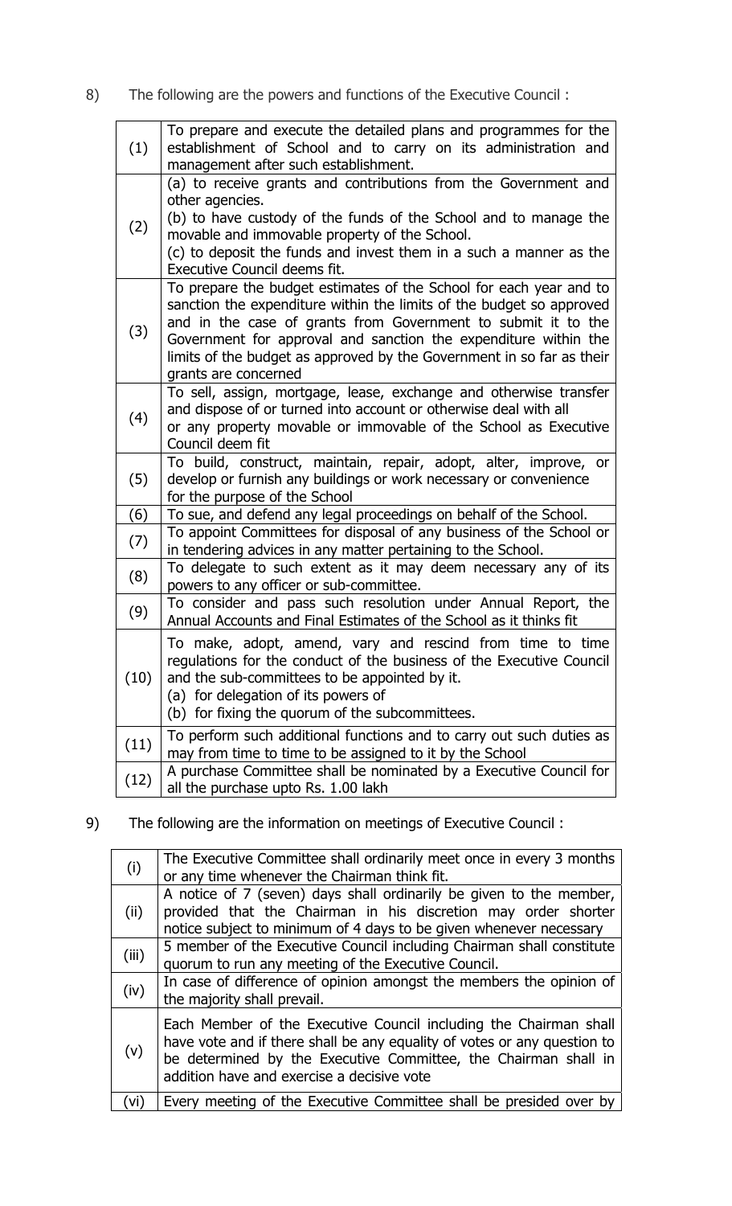8) The following are the powers and functions of the Executive Council :

| | |
|---|---|
| (1) | To prepare and execute the detailed plans and programmes for the establishment of School and to carry on its administration and management after such establishment. |
| (2) | (a) to receive grants and contributions from the Government and other agencies.<br>(b) to have custody of the funds of the School and to manage the movable and immovable property of the School.<br>(c) to deposit the funds and invest them in a such a manner as the Executive Council deems fit. |
| (3) | To prepare the budget estimates of the School for each year and to sanction the expenditure within the limits of the budget so approved and in the case of grants from Government to submit it to the Government for approval and sanction the expenditure within the limits of the budget as approved by the Government in so far as their grants are concerned |
| (4) | To sell, assign, mortgage, lease, exchange and otherwise transfer and dispose of or turned into account or otherwise deal with all or any property movable or immovable of the School as Executive Council deem fit |
| (5) | To build, construct, maintain, repair, adopt, alter, improve, or develop or furnish any buildings or work necessary or convenience for the purpose of the School |
| (6) | To sue, and defend any legal proceedings on behalf of the School. |
| (7) | To appoint Committees for disposal of any business of the School or in tendering advices in any matter pertaining to the School. |
| (8) | To delegate to such extent as it may deem necessary any of its powers to any officer or sub-committee. |
| (9) | To consider and pass such resolution under Annual Report, the Annual Accounts and Final Estimates of the School as it thinks fit |
| (10) | To make, adopt, amend, vary and rescind from time to time regulations for the conduct of the business of the Executive Council and the sub-committees to be appointed by it.<br>(a) for delegation of its powers of<br>(b) for fixing the quorum of the subcommittees. |
| (11) | To perform such additional functions and to carry out such duties as may from time to time to be assigned to it by the School |
| (12) | A purchase Committee shall be nominated by a Executive Council for all the purchase upto Rs. 1.00 lakh |

9) The following are the information on meetings of Executive Council :

| | |
|---|---|
| (i) | The Executive Committee shall ordinarily meet once in every 3 months or any time whenever the Chairman think fit. |
| (ii) | A notice of 7 (seven) days shall ordinarily be given to the member, provided that the Chairman in his discretion may order shorter notice subject to minimum of 4 days to be given whenever necessary |
| (iii) | 5 member of the Executive Council including Chairman shall constitute quorum to run any meeting of the Executive Council. |
| (iv) | In case of difference of opinion amongst the members the opinion of the majority shall prevail. |
| (v) | Each Member of the Executive Council including the Chairman shall have vote and if there shall be any equality of votes or any question to be determined by the Executive Committee, the Chairman shall in addition have and exercise a decisive vote |
| (vi) | Every meeting of the Executive Committee shall be presided over by |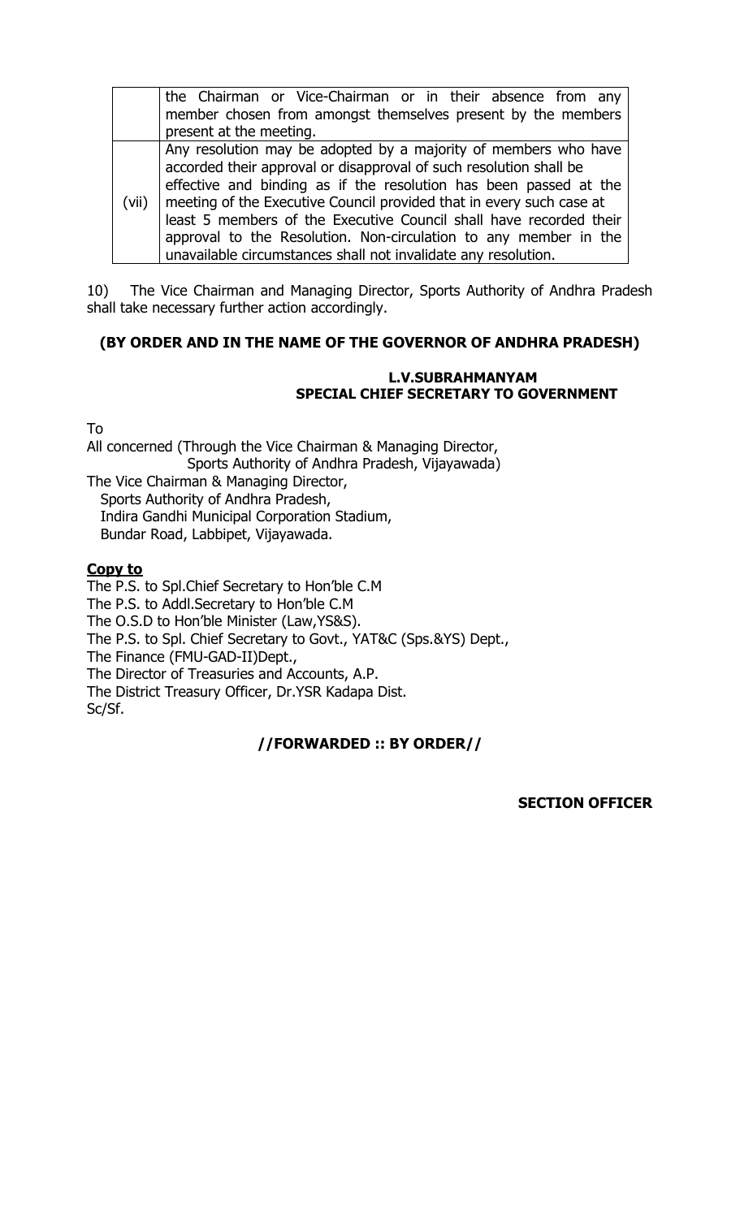| | |
|---|---|
| | the Chairman or Vice-Chairman or in their absence from any member chosen from amongst themselves present by the members present at the meeting. |
| (vii) | Any resolution may be adopted by a majority of members who have accorded their approval or disapproval of such resolution shall be effective and binding as if the resolution has been passed at the meeting of the Executive Council provided that in every such case at least 5 members of the Executive Council shall have recorded their approval to the Resolution. Non-circulation to any member in the unavailable circumstances shall not invalidate any resolution. |

10) The Vice Chairman and Managing Director, Sports Authority of Andhra Pradesh shall take necessary further action accordingly.

**(BY ORDER AND IN THE NAME OF THE GOVERNOR OF ANDHRA PRADESH)**

**L.V.SUBRAHMANYAM**
**SPECIAL CHIEF SECRETARY TO GOVERNMENT**

To
All concerned (Through the Vice Chairman & Managing Director,
Sports Authority of Andhra Pradesh, Vijayawada)
The Vice Chairman & Managing Director,
Sports Authority of Andhra Pradesh,
Indira Gandhi Municipal Corporation Stadium,
Bundar Road, Labbipet, Vijayawada.

**Copy to**
The P.S. to Spl.Chief Secretary to Hon'ble C.M
The P.S. to Addl.Secretary to Hon'ble C.M
The O.S.D to Hon'ble Minister (Law,YS&S).
The P.S. to Spl. Chief Secretary to Govt., YAT&C (Sps.&YS) Dept.,
The Finance (FMU-GAD-II)Dept.,
The Director of Treasuries and Accounts, A.P.
The District Treasury Officer, Dr.YSR Kadapa Dist.
Sc/Sf.

**//FORWARDED :: BY ORDER//**

**SECTION OFFICER**